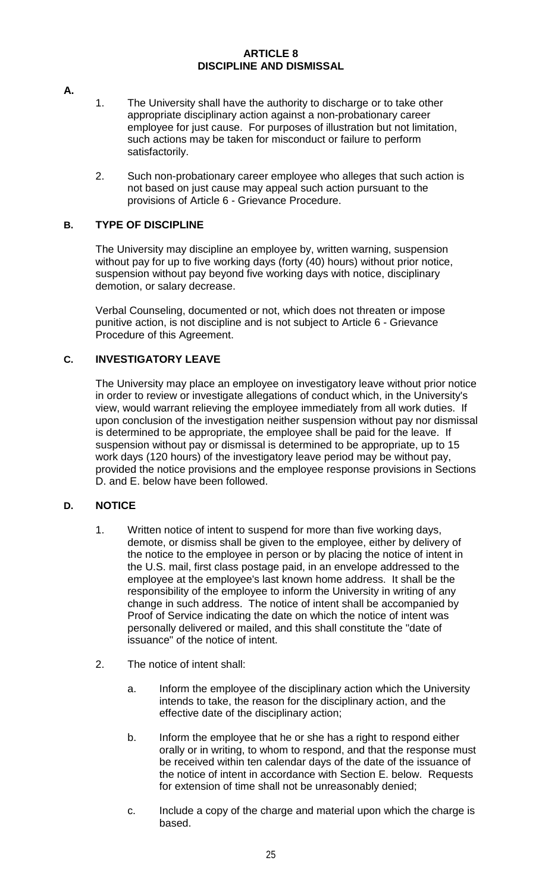# ARTICLE 8
# DISCIPLINE AND DISMISSAL

**A.**

1. The University shall have the authority to discharge or to take other appropriate disciplinary action against a non-probationary career employee for just cause. For purposes of illustration but not limitation, such actions may be taken for misconduct or failure to perform satisfactorily.

2. Such non-probationary career employee who alleges that such action is not based on just cause may appeal such action pursuant to the provisions of Article 6 - Grievance Procedure.

## B. TYPE OF DISCIPLINE

The University may discipline an employee by, written warning, suspension without pay for up to five working days (forty (40) hours) without prior notice, suspension without pay beyond five working days with notice, disciplinary demotion, or salary decrease.

Verbal Counseling, documented or not, which does not threaten or impose punitive action, is not discipline and is not subject to Article 6 - Grievance Procedure of this Agreement.

## C. INVESTIGATORY LEAVE

The University may place an employee on investigatory leave without prior notice in order to review or investigate allegations of conduct which, in the University's view, would warrant relieving the employee immediately from all work duties. If upon conclusion of the investigation neither suspension without pay nor dismissal is determined to be appropriate, the employee shall be paid for the leave. If suspension without pay or dismissal is determined to be appropriate, up to 15 work days (120 hours) of the investigatory leave period may be without pay, provided the notice provisions and the employee response provisions in Sections D. and E. below have been followed.

## D. NOTICE

1. Written notice of intent to suspend for more than five working days, demote, or dismiss shall be given to the employee, either by delivery of the notice to the employee in person or by placing the notice of intent in the U.S. mail, first class postage paid, in an envelope addressed to the employee at the employee's last known home address. It shall be the responsibility of the employee to inform the University in writing of any change in such address. The notice of intent shall be accompanied by Proof of Service indicating the date on which the notice of intent was personally delivered or mailed, and this shall constitute the "date of issuance" of the notice of intent.

2. The notice of intent shall:

   a. Inform the employee of the disciplinary action which the University intends to take, the reason for the disciplinary action, and the effective date of the disciplinary action;

   b. Inform the employee that he or she has a right to respond either orally or in writing, to whom to respond, and that the response must be received within ten calendar days of the date of the issuance of the notice of intent in accordance with Section E. below. Requests for extension of time shall not be unreasonably denied;

   c. Include a copy of the charge and material upon which the charge is based.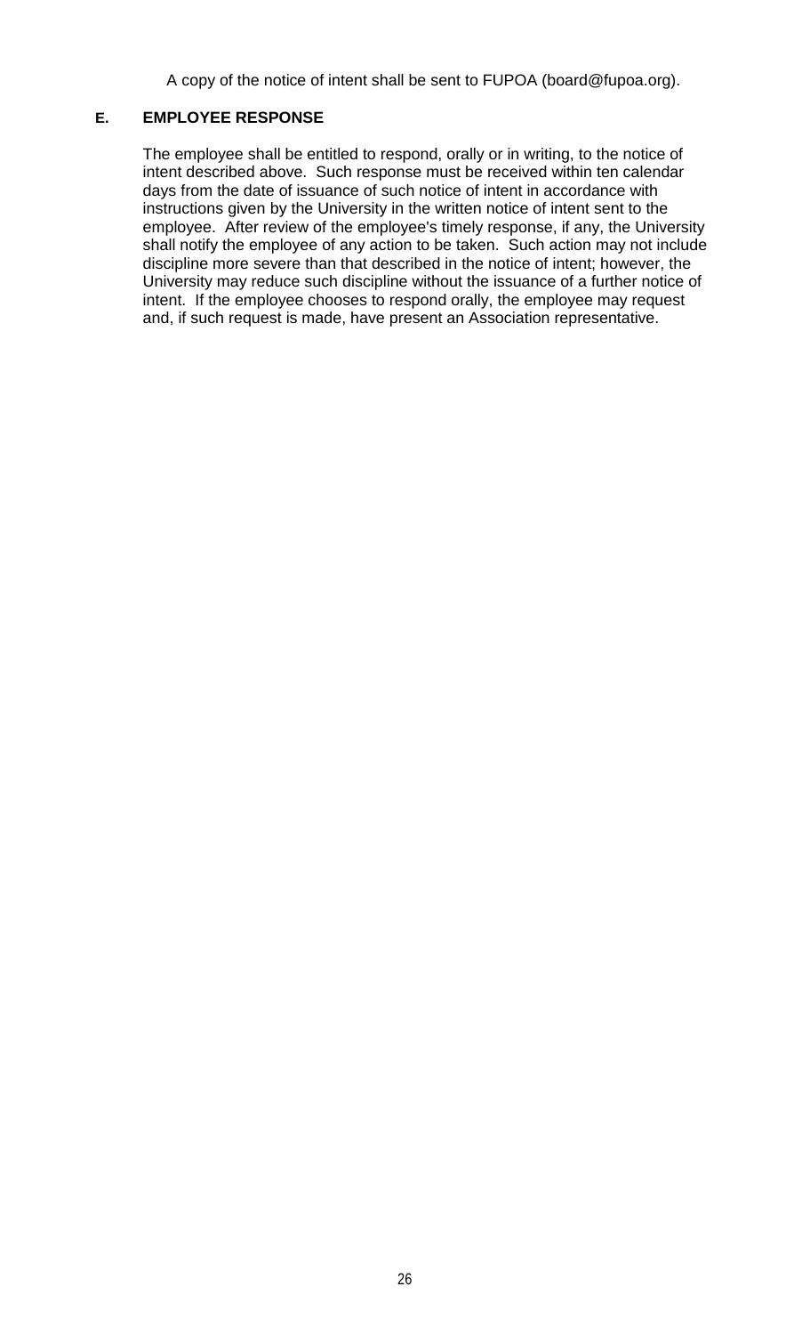A copy of the notice of intent shall be sent to FUPOA (board@fupoa.org).

### E. EMPLOYEE RESPONSE

The employee shall be entitled to respond, orally or in writing, to the notice of intent described above. Such response must be received within ten calendar days from the date of issuance of such notice of intent in accordance with instructions given by the University in the written notice of intent sent to the employee. After review of the employee's timely response, if any, the University shall notify the employee of any action to be taken. Such action may not include discipline more severe than that described in the notice of intent; however, the University may reduce such discipline without the issuance of a further notice of intent. If the employee chooses to respond orally, the employee may request and, if such request is made, have present an Association representative.